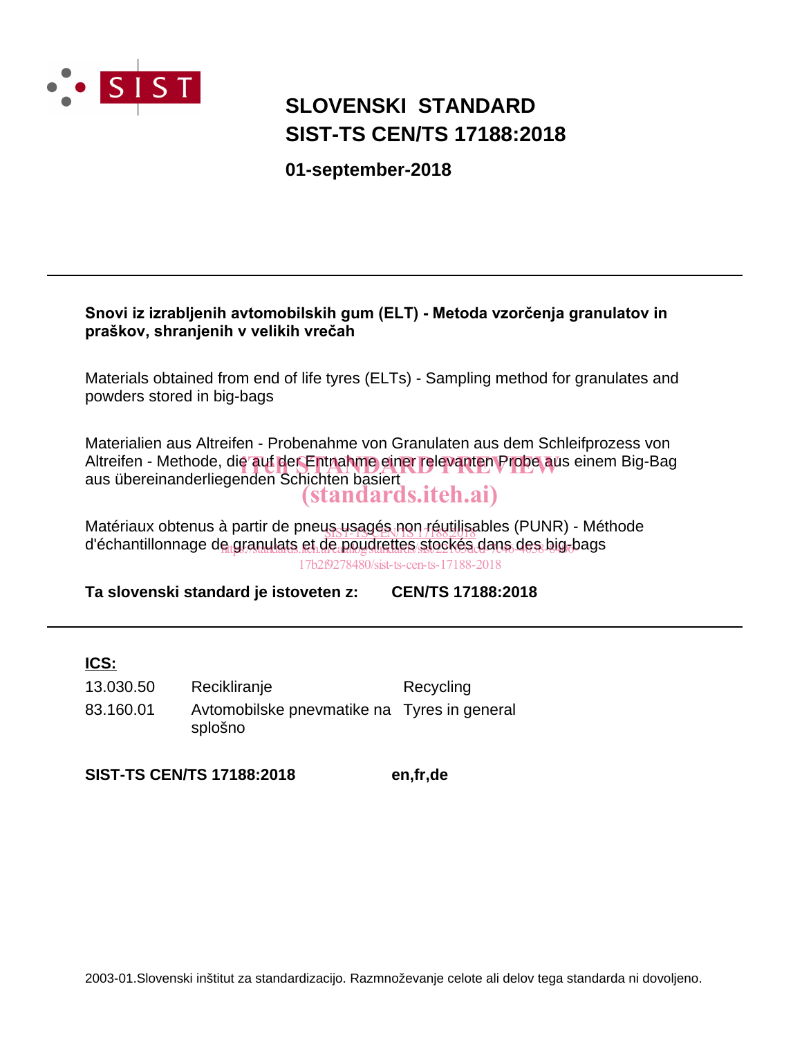# SLOVENSKI STANDARD
# SIST-TS CEN/TS 17188:2018

**01-september-2018**

---

**Snovi iz izrabljenih avtomobilskih gum (ELT) - Metoda vzorčenja granulatov in praškov, shranjenih v velikih vrečah**

Materials obtained from end of life tyres (ELTs) - Sampling method for granulates and powders stored in big-bags

Materialien aus Altreifen - Probenahme von Granulaten aus dem Schleifprozess von Altreifen - Methode, die auf der Entnahme einer relevanten Probe aus einem Big-Bag aus übereinanderliegenden Schichten basiert

Matériaux obtenus à partir de pneus usagés non réutilisables (PUNR) - Méthode d'échantillonnage de granulats et de poudrettes stockés dans des big-bags

**Ta slovenski standard je istoveten z:** **CEN/TS 17188:2018**

---

**ICS:**

| | | |
|---|---|---|
| 13.030.50 | Recikliranje | Recycling |
| 83.160.01 | Avtomobilske pnevmatike na splošno | Tyres in general |

**SIST-TS CEN/TS 17188:2018** **en,fr,de**

2003-01.Slovenski inštitut za standardizacijo. Razmnoževanje celote ali delov tega standarda ni dovoljeno.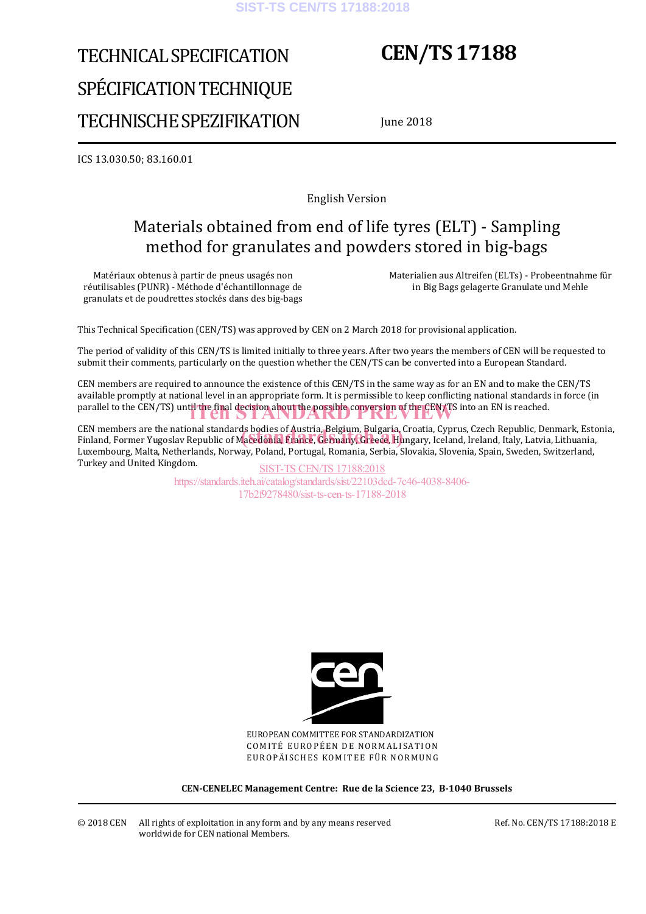# TECHNICAL SPECIFICATION

# SPÉCIFICATION TECHNIQUE

# TECHNISCHE SPEZIFIKATION

# CEN/TS 17188

June 2018

ICS 13.030.50; 83.160.01

English Version

## Materials obtained from end of life tyres (ELT) - Sampling method for granulates and powders stored in big-bags

Matériaux obtenus à partir de pneus usagés non réutilisables (PUNR) - Méthode d'échantillonnage de granulats et de poudrettes stockés dans des big-bags

Materialien aus Altreifen (ELTs) - Probeentnahme für in Big Bags gelagerte Granulate und Mehle

This Technical Specification (CEN/TS) was approved by CEN on 2 March 2018 for provisional application.

The period of validity of this CEN/TS is limited initially to three years. After two years the members of CEN will be requested to submit their comments, particularly on the question whether the CEN/TS can be converted into a European Standard.

CEN members are required to announce the existence of this CEN/TS in the same way as for an EN and to make the CEN/TS available promptly at national level in an appropriate form. It is permissible to keep conflicting national standards in force (in parallel to the CEN/TS) until the final decision about the possible conversion of the CEN/TS into an EN is reached.

CEN members are the national standards bodies of Austria, Belgium, Bulgaria, Croatia, Cyprus, Czech Republic, Denmark, Estonia, Finland, Former Yugoslav Republic of Macedonia, France, Germany, Greece, Hungary, Iceland, Ireland, Italy, Latvia, Lithuania, Luxembourg, Malta, Netherlands, Norway, Poland, Portugal, Romania, Serbia, Slovakia, Slovenia, Spain, Sweden, Switzerland, Turkey and United Kingdom.

EUROPEAN COMMITTEE FOR STANDARDIZATION
COMITÉ EUROPÉEN DE NORMALISATION
EUROPÄISCHES KOMITEE FÜR NORMUNG

**CEN-CENELEC Management Centre: Rue de la Science 23, B-1040 Brussels**

© 2018 CEN All rights of exploitation in any form and by any means reserved worldwide for CEN national Members.

Ref. No. CEN/TS 17188:2018 E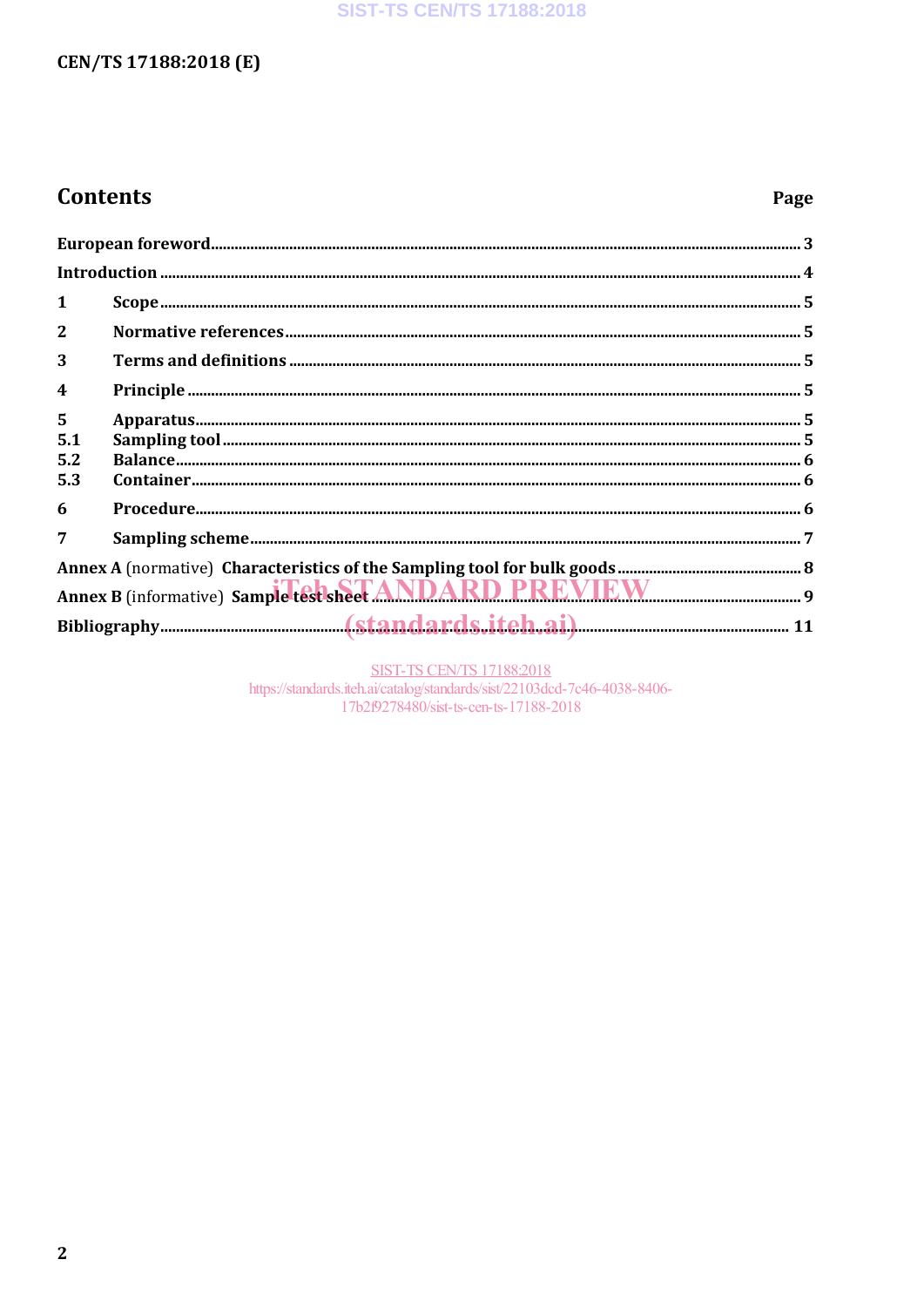## Contents

Page

European foreword ... 3

Introduction ... 4

1 Scope ... 5

2 Normative references ... 5

3 Terms and definitions ... 5

4 Principle ... 5

5 Apparatus ... 5

5.1 Sampling tool ... 5

5.2 Balance ... 6

5.3 Container ... 6

6 Procedure ... 6

7 Sampling scheme ... 7

Annex A (normative) Characteristics of the Sampling tool for bulk goods ... 8

Annex B (informative) Sample test sheet ... 9

Bibliography ... 11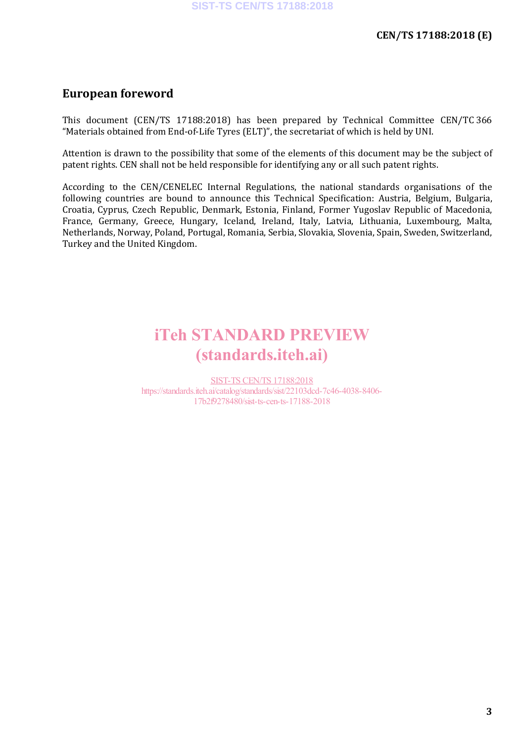# European foreword

This document (CEN/TS 17188:2018) has been prepared by Technical Committee CEN/TC 366 “Materials obtained from End-of-Life Tyres (ELT)”, the secretariat of which is held by UNI.

Attention is drawn to the possibility that some of the elements of this document may be the subject of patent rights. CEN shall not be held responsible for identifying any or all such patent rights.

According to the CEN/CENELEC Internal Regulations, the national standards organisations of the following countries are bound to announce this Technical Specification: Austria, Belgium, Bulgaria, Croatia, Cyprus, Czech Republic, Denmark, Estonia, Finland, Former Yugoslav Republic of Macedonia, France, Germany, Greece, Hungary, Iceland, Ireland, Italy, Latvia, Lithuania, Luxembourg, Malta, Netherlands, Norway, Poland, Portugal, Romania, Serbia, Slovakia, Slovenia, Spain, Sweden, Switzerland, Turkey and the United Kingdom.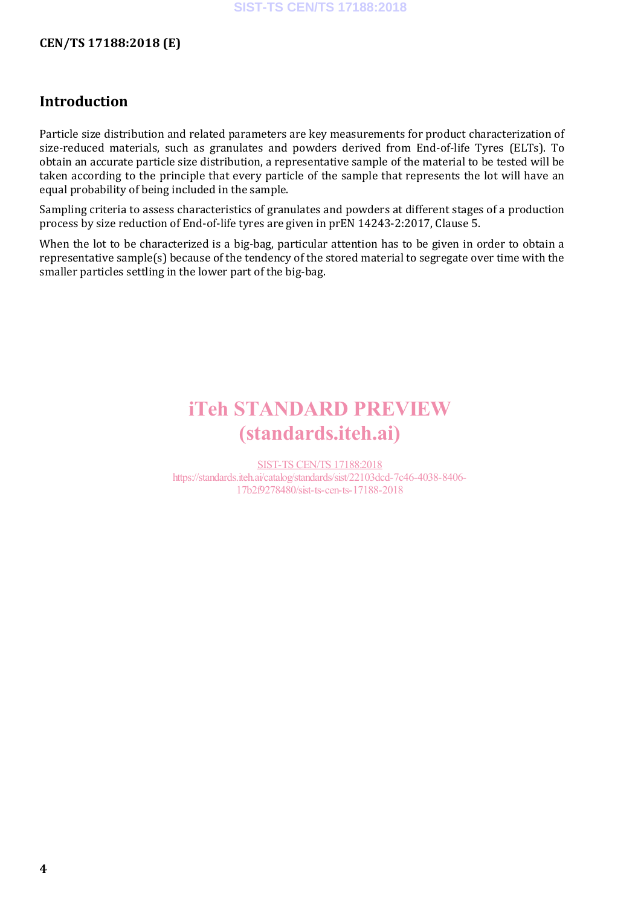## Introduction

Particle size distribution and related parameters are key measurements for product characterization of size-reduced materials, such as granulates and powders derived from End-of-life Tyres (ELTs). To obtain an accurate particle size distribution, a representative sample of the material to be tested will be taken according to the principle that every particle of the sample that represents the lot will have an equal probability of being included in the sample.

Sampling criteria to assess characteristics of granulates and powders at different stages of a production process by size reduction of End-of-life tyres are given in prEN 14243-2:2017, Clause 5.

When the lot to be characterized is a big-bag, particular attention has to be given in order to obtain a representative sample(s) because of the tendency of the stored material to segregate over time with the smaller particles settling in the lower part of the big-bag.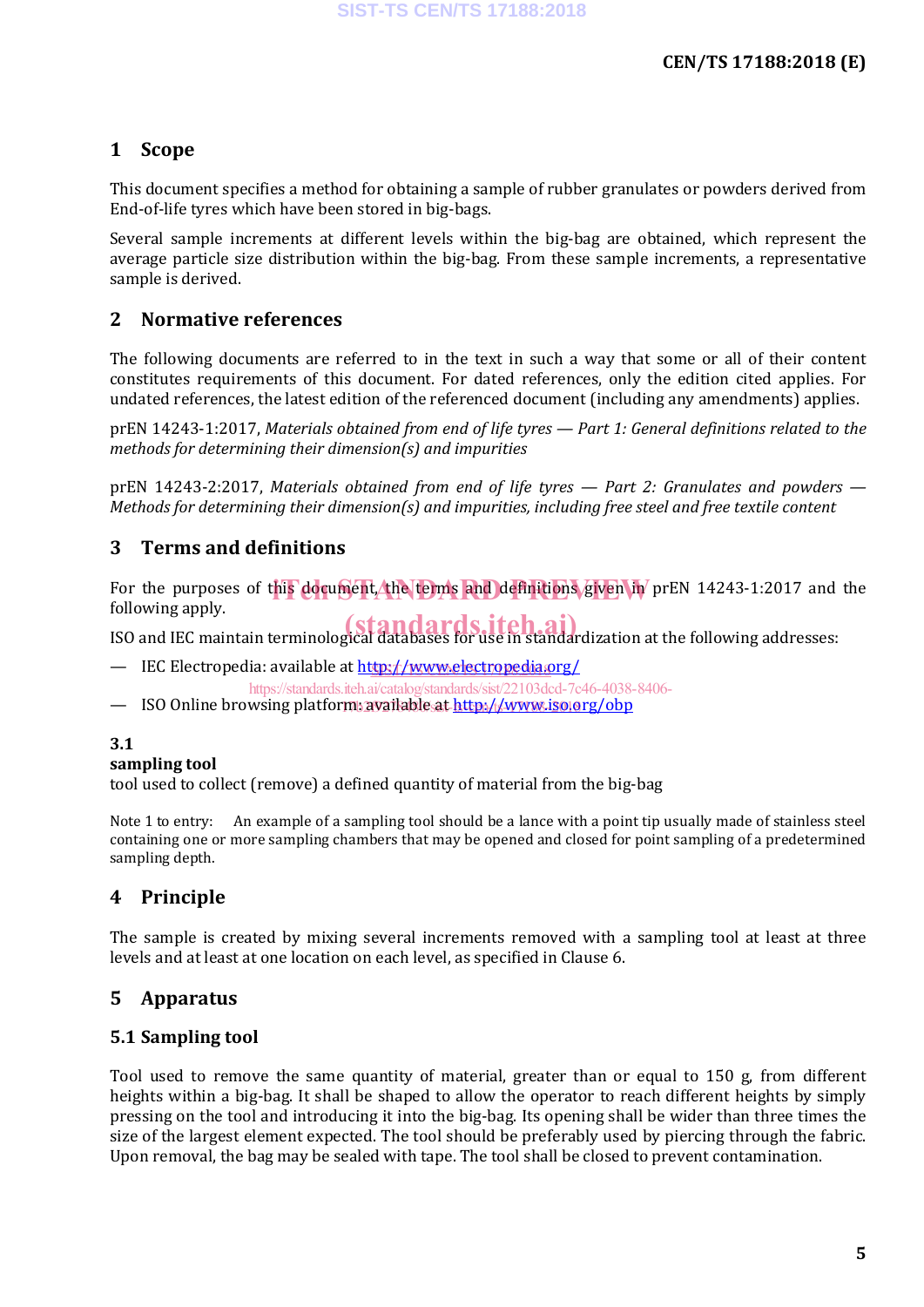# 1 Scope

This document specifies a method for obtaining a sample of rubber granulates or powders derived from End-of-life tyres which have been stored in big-bags.

Several sample increments at different levels within the big-bag are obtained, which represent the average particle size distribution within the big-bag. From these sample increments, a representative sample is derived.

# 2 Normative references

The following documents are referred to in the text in such a way that some or all of their content constitutes requirements of this document. For dated references, only the edition cited applies. For undated references, the latest edition of the referenced document (including any amendments) applies.

prEN 14243-1:2017, *Materials obtained from end of life tyres — Part 1: General definitions related to the methods for determining their dimension(s) and impurities*

prEN 14243-2:2017, *Materials obtained from end of life tyres — Part 2: Granulates and powders — Methods for determining their dimension(s) and impurities, including free steel and free textile content*

# 3 Terms and definitions

For the purposes of this document, the terms and definitions given in prEN 14243-1:2017 and the following apply.

ISO and IEC maintain terminological databases for use in standardization at the following addresses:

— IEC Electropedia: available at http://www.electropedia.org/

— ISO Online browsing platform: available at http://www.iso.org/obp

**3.1**
**sampling tool**
tool used to collect (remove) a defined quantity of material from the big-bag

Note 1 to entry: An example of a sampling tool should be a lance with a point tip usually made of stainless steel containing one or more sampling chambers that may be opened and closed for point sampling of a predetermined sampling depth.

# 4 Principle

The sample is created by mixing several increments removed with a sampling tool at least at three levels and at least at one location on each level, as specified in Clause 6.

# 5 Apparatus

## 5.1 Sampling tool

Tool used to remove the same quantity of material, greater than or equal to 150 g, from different heights within a big-bag. It shall be shaped to allow the operator to reach different heights by simply pressing on the tool and introducing it into the big-bag. Its opening shall be wider than three times the size of the largest element expected. The tool should be preferably used by piercing through the fabric. Upon removal, the bag may be sealed with tape. The tool shall be closed to prevent contamination.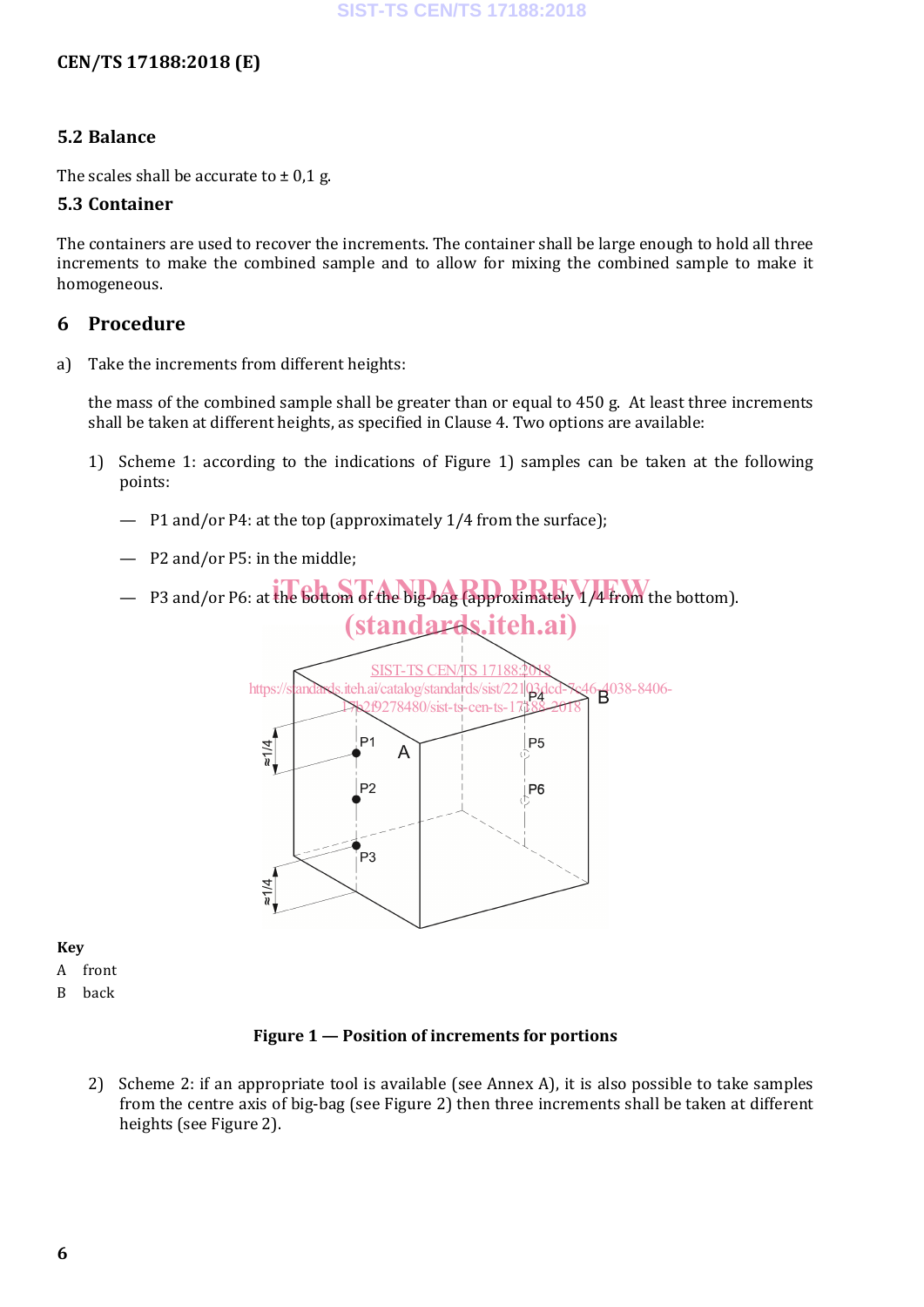## 5.2 Balance

The scales shall be accurate to ± 0,1 g.

## 5.3 Container

The containers are used to recover the increments. The container shall be large enough to hold all three increments to make the combined sample and to allow for mixing the combined sample to make it homogeneous.

# 6 Procedure

a) Take the increments from different heights:

the mass of the combined sample shall be greater than or equal to 450 g. At least three increments shall be taken at different heights, as specified in Clause 4. Two options are available:

1) Scheme 1: according to the indications of Figure 1) samples can be taken at the following points:

— P1 and/or P4: at the top (approximately 1/4 from the surface);

— P2 and/or P5: in the middle;

— P3 and/or P6: at the bottom of the big-bag (approximately 1/4 from the bottom).

**Key**

A front

B back

**Figure 1 — Position of increments for portions**

2) Scheme 2: if an appropriate tool is available (see Annex A), it is also possible to take samples from the centre axis of big-bag (see Figure 2) then three increments shall be taken at different heights (see Figure 2).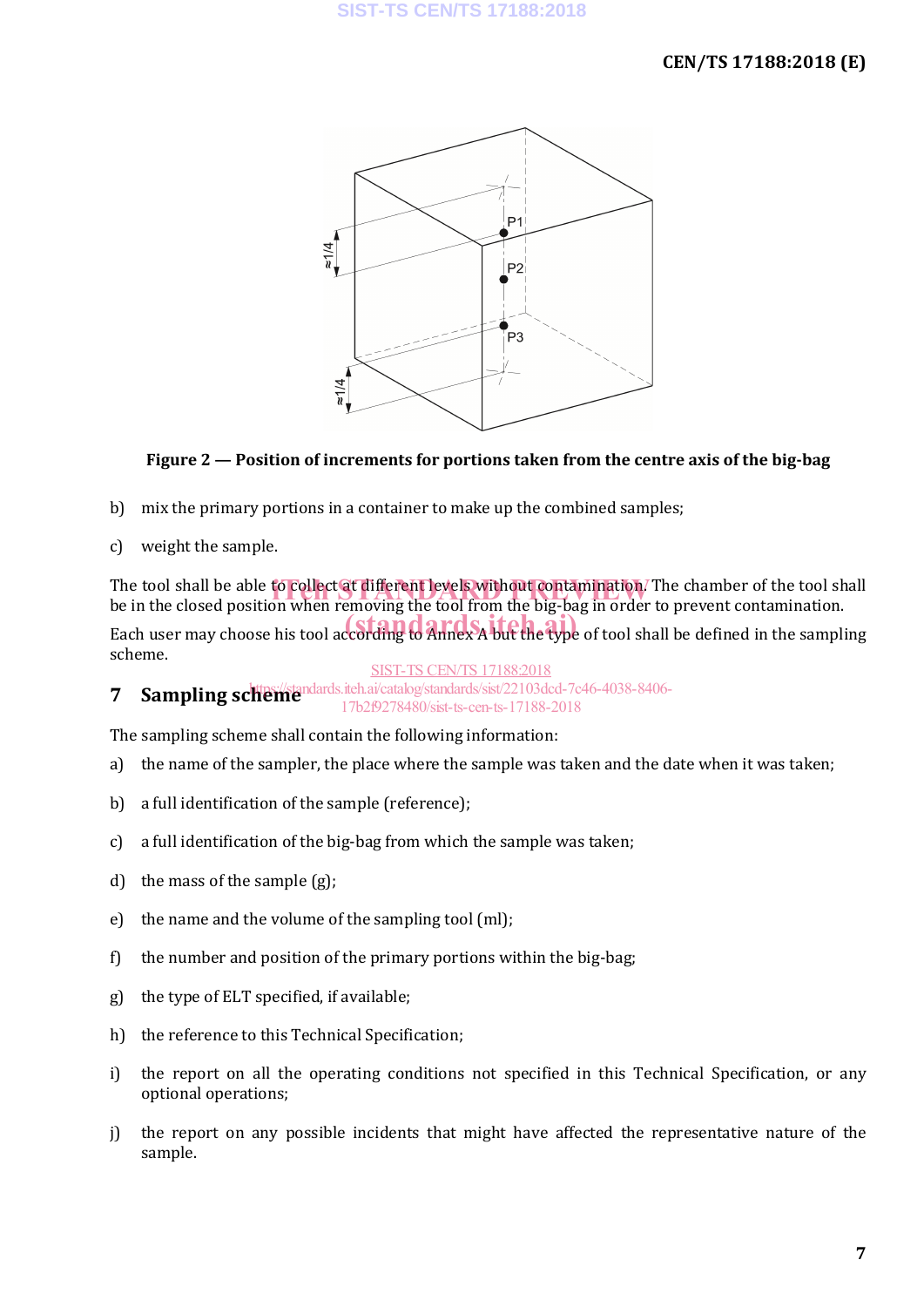P1

P2

P3

≈1/4

≈1/4

**Figure 2 — Position of increments for portions taken from the centre axis of the big-bag**

b) mix the primary portions in a container to make up the combined samples;

c) weight the sample.

The tool shall be able to collect at different levels without contamination. The chamber of the tool shall be in the closed position when removing the tool from the big-bag in order to prevent contamination.

Each user may choose his tool according to Annex A but the type of tool shall be defined in the sampling scheme.

## 7 Sampling scheme

The sampling scheme shall contain the following information:

a) the name of the sampler, the place where the sample was taken and the date when it was taken;

b) a full identification of the sample (reference);

c) a full identification of the big-bag from which the sample was taken;

d) the mass of the sample (g);

e) the name and the volume of the sampling tool (ml);

f) the number and position of the primary portions within the big-bag;

g) the type of ELT specified, if available;

h) the reference to this Technical Specification;

i) the report on all the operating conditions not specified in this Technical Specification, or any optional operations;

j) the report on any possible incidents that might have affected the representative nature of the sample.